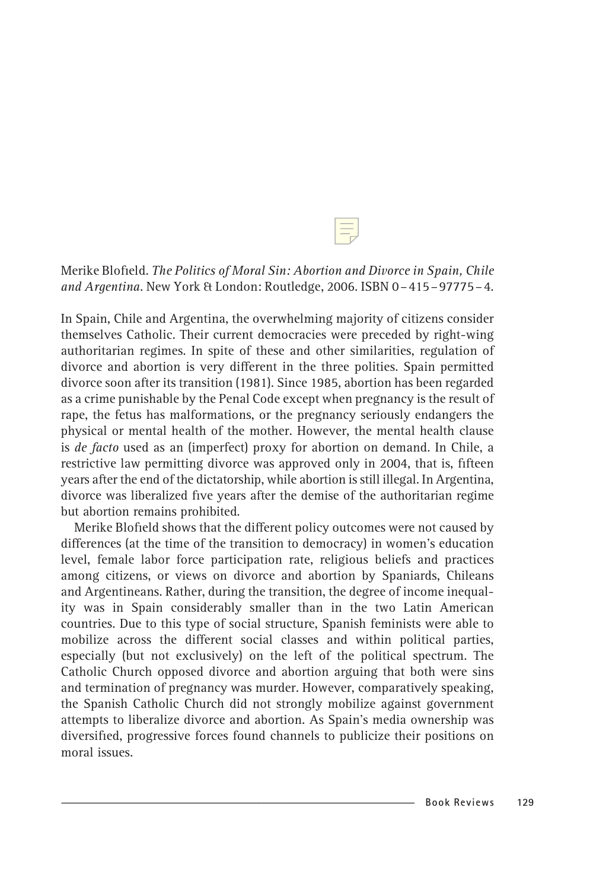Merike Blofield. *The Politics of Moral Sin: Abortion and Divorce in Spain, Chile and Argentina*. New York & London: Routledge, 2006. ISBN 0–415–97775–4.

In Spain, Chile and Argentina, the overwhelming majority of citizens consider themselves Catholic. Their current democracies were preceded by right-wing authoritarian regimes. In spite of these and other similarities, regulation of divorce and abortion is very different in the three polities. Spain permitted divorce soon after its transition (1981). Since 1985, abortion has been regarded as a crime punishable by the Penal Code except when pregnancy is the result of rape, the fetus has malformations, or the pregnancy seriously endangers the physical or mental health of the mother. However, the mental health clause is *de facto* used as an (imperfect) proxy for abortion on demand. In Chile, a restrictive law permitting divorce was approved only in 2004, that is, fifteen years after the end of the dictatorship, while abortion is still illegal. In Argentina, divorce was liberalized five years after the demise of the authoritarian regime but abortion remains prohibited.

Merike Blofield shows that the different policy outcomes were not caused by differences (at the time of the transition to democracy) in women's education level, female labor force participation rate, religious beliefs and practices among citizens, or views on divorce and abortion by Spaniards, Chileans and Argentineans. Rather, during the transition, the degree of income inequality was in Spain considerably smaller than in the two Latin American countries. Due to this type of social structure, Spanish feminists were able to mobilize across the different social classes and within political parties, especially (but not exclusively) on the left of the political spectrum. The Catholic Church opposed divorce and abortion arguing that both were sins and termination of pregnancy was murder. However, comparatively speaking, the Spanish Catholic Church did not strongly mobilize against government attempts to liberalize divorce and abortion. As Spain's media ownership was diversified, progressive forces found channels to publicize their positions on moral issues.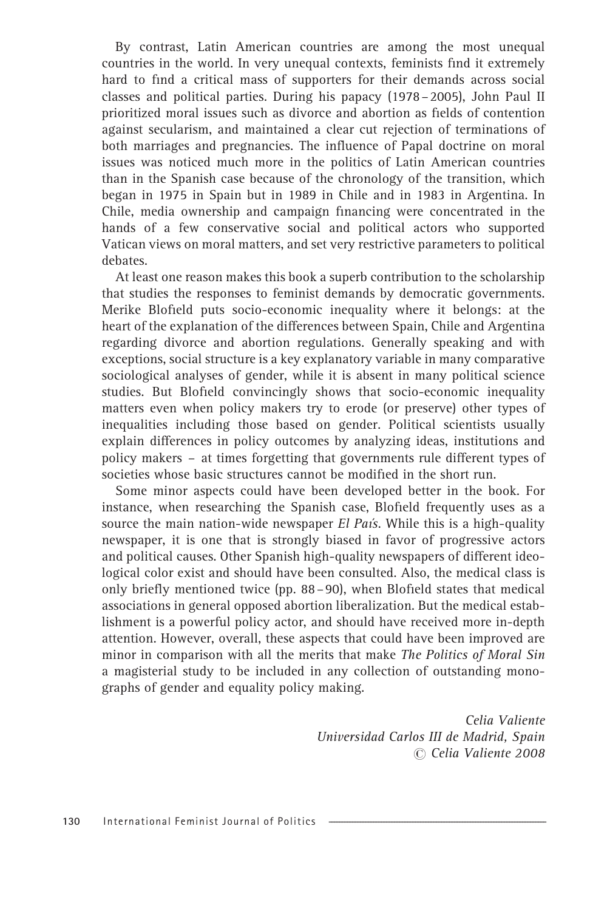By contrast, Latin American countries are among the most unequal countries in the world. In very unequal contexts, feminists find it extremely hard to find a critical mass of supporters for their demands across social classes and political parties. During his papacy (1978 – 2005), John Paul II prioritized moral issues such as divorce and abortion as fields of contention against secularism, and maintained a clear cut rejection of terminations of both marriages and pregnancies. The influence of Papal doctrine on moral issues was noticed much more in the politics of Latin American countries than in the Spanish case because of the chronology of the transition, which began in 1975 in Spain but in 1989 in Chile and in 1983 in Argentina. In Chile, media ownership and campaign financing were concentrated in the hands of a few conservative social and political actors who supported Vatican views on moral matters, and set very restrictive parameters to political debates.

At least one reason makes this book a superb contribution to the scholarship that studies the responses to feminist demands by democratic governments. Merike Blofield puts socio-economic inequality where it belongs: at the heart of the explanation of the differences between Spain, Chile and Argentina regarding divorce and abortion regulations. Generally speaking and with exceptions, social structure is a key explanatory variable in many comparative sociological analyses of gender, while it is absent in many political science studies. But Blofield convincingly shows that socio-economic inequality matters even when policy makers try to erode (or preserve) other types of inequalities including those based on gender. Political scientists usually explain differences in policy outcomes by analyzing ideas, institutions and policy makers – at times forgetting that governments rule different types of societies whose basic structures cannot be modified in the short run.

Some minor aspects could have been developed better in the book. For instance, when researching the Spanish case, Blofield frequently uses as a source the main nation-wide newspaper *El País*. While this is a high-quality newspaper, it is one that is strongly biased in favor of progressive actors and political causes. Other Spanish high-quality newspapers of different ideological color exist and should have been consulted. Also, the medical class is only briefly mentioned twice (pp. 88 – 90), when Blofield states that medical associations in general opposed abortion liberalization. But the medical establishment is a powerful policy actor, and should have received more in-depth attention. However, overall, these aspects that could have been improved are minor in comparison with all the merits that make *The Politics of Moral Sin* a magisterial study to be included in any collection of outstanding monographs of gender and equality policy making.

*Celia Valiente*
*Universidad Carlos III de Madrid, Spain*
*© Celia Valiente 2008*